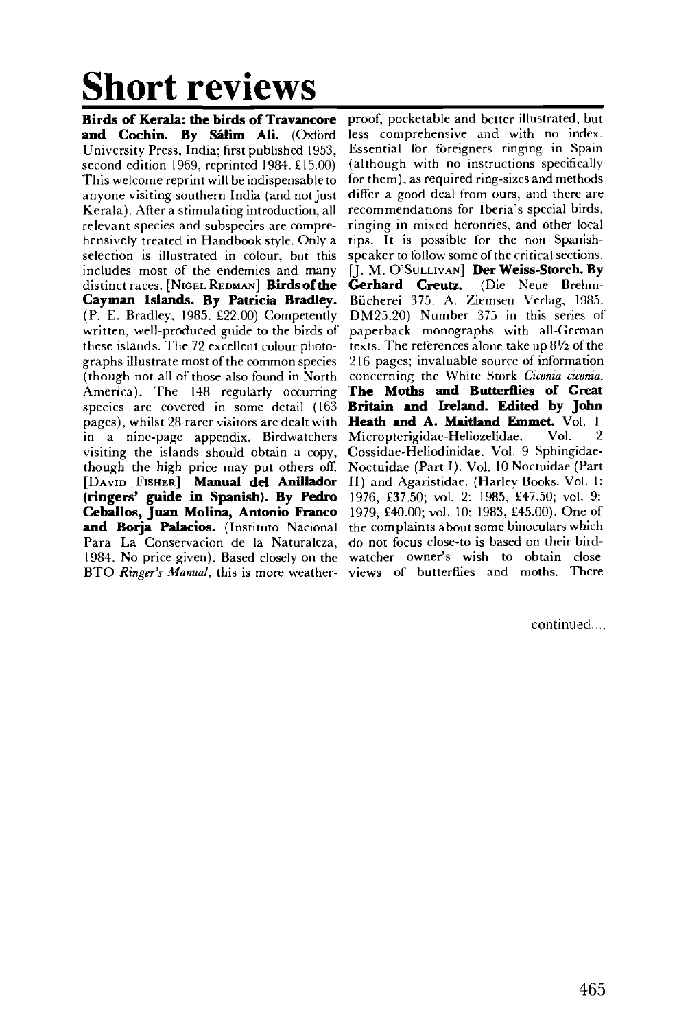# Short reviews

**Birds of Kerala: the birds of Travancore and Cochin. By Sálim Ali.** (Oxford University Press, India; first published 1953, second edition 1969, reprinted 1984. £15.00) This welcome reprint will be indispensable to anyone visiting southern India (and not just Kerala). After a stimulating introduction, all relevant species and subspecies are comprehensively treated in Handbook style. Only a selection is illustrated in colour, but this includes most of the endemics and many distinct races. [NIGEL REDMAN] **Birds of the Cayman Islands. By Patricia Bradley.** (P. E. Bradley, 1985. £22.00) Competently written, well-produced guide to the birds of these islands. The 72 excellent colour photographs illustrate most of the common species (though not all of those also found in North America). The 148 regularly occurring species are covered in some detail (163 pages), whilst 28 rarer visitors are dealt with in a nine-page appendix. Birdwatchers visiting the islands should obtain a copy, though the high price may put others off. [DAVID FISHER] **Manual del Anillador (ringers' guide in Spanish). By Pedro Ceballos, Juan Molina, Antonio Franco and Borja Palacios.** (Instituto Nacional Para La Conservacion de la Naturaleza, 1984. No price given). Based closely on the BTO *Ringer's Manual*, this is more weatherproof, pocketable and better illustrated, but less comprehensive and with no index. Essential for foreigners ringing in Spain (although with no instructions specifically for them), as required ring-sizes and methods differ a good deal from ours, and there are recommendations for Iberia's special birds, ringing in mixed heronries, and other local tips. It is possible for the non Spanish-speaker to follow some of the critical sections. [J. M. O'SULLIVAN] **Der Weiss-Storch. By Gerhard Creutz.** (Die Neue Brehm-Bücherei 375. A. Ziemsen Verlag, 1985. DM25.20) Number 375 in this series of paperback monographs with all-German texts. The references alone take up 8½ of the 216 pages; invaluable source of information concerning the White Stork *Ciconia ciconia*. **The Moths and Butterflies of Great Britain and Ireland. Edited by John Heath and A. Maitland Emmet.** Vol. 1 Micropterigidae-Heliozelidae. Vol. 2 Cossidae-Heliodinidae. Vol. 9 Sphingidae-Noctuidae (Part I). Vol. 10 Noctuidae (Part II) and Agaristidae. (Harley Books. Vol. 1: 1976, £37.50; vol. 2: 1985, £47.50; vol. 9: 1979, £40.00; vol. 10: 1983, £45.00). One of the complaints about some binoculars which do not focus close-to is based on their birdwatcher owner's wish to obtain close views of butterflies and moths. There

continued....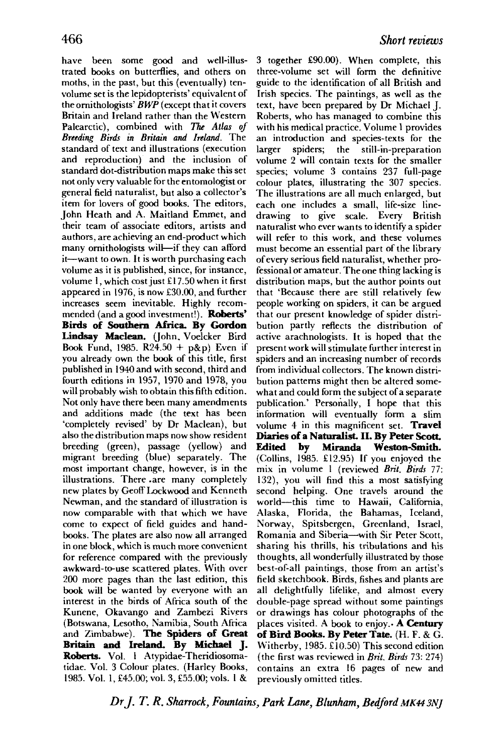have been some good and well-illustrated books on butterflies, and others on moths, in the past, but this (eventually) ten-volume set is the lepidopterists' equivalent of the ornithologists' *BWP* (except that it covers Britain and Ireland rather than the Western Palearctic), combined with *The Atlas of Breeding Birds in Britain and Ireland*. The standard of text and illustrations (execution and reproduction) and the inclusion of standard dot-distribution maps make this set not only very valuable for the entomologist or general field naturalist, but also a collector's item for lovers of good books. The editors, John Heath and A. Maitland Emmet, and their team of associate editors, artists and authors, are achieving an end-product which many ornithologists will—if they can afford it—want to own. It is worth purchasing each volume as it is published, since, for instance, volume 1, which cost just £17.50 when it first appeared in 1976, is now £30.00, and further increases seem inevitable. Highly recommended (and a good investment!). **Roberts' Birds of Southern Africa. By Gordon Lindsay Maclean.** (John, Voelcker Bird Book Fund, 1985. R24.50 + p&p) Even if you already own the book of this title, first published in 1940 and with second, third and fourth editions in 1957, 1970 and 1978, you will probably wish to obtain this fifth edition. Not only have there been many amendments and additions made (the text has been 'completely revised' by Dr Maclean), but also the distribution maps now show resident breeding (green), passage (yellow) and migrant breeding (blue) separately. The most important change, however, is in the illustrations. There are many completely new plates by Geoff Lockwood and Kenneth Newman, and the standard of illustration is now comparable with that which we have come to expect of field guides and handbooks. The plates are also now all arranged in one block, which is much more convenient for reference compared with the previously awkward-to-use scattered plates. With over 200 more pages than the last edition, this book will be wanted by everyone with an interest in the birds of Africa south of the Kunene, Okavango and Zambezi Rivers (Botswana, Lesotho, Namibia, South Africa and Zimbabwe). **The Spiders of Great Britain and Ireland. By Michael J. Roberts.** Vol. 1 Atypidae-Theridiosomatidae. Vol. 3 Colour plates. (Harley Books, 1985. Vol. 1, £45.00; vol. 3, £55.00; vols. 1 & 3 together £90.00). When complete, this three-volume set will form the definitive guide to the identification of all British and Irish species. The paintings, as well as the text, have been prepared by Dr Michael J. Roberts, who has managed to combine this with his medical practice. Volume 1 provides an introduction and species-texts for the larger spiders; the still-in-preparation volume 2 will contain texts for the smaller species; volume 3 contains 237 full-page colour plates, illustrating the 307 species. The illustrations are all much enlarged, but each one includes a small, life-size line-drawing to give scale. Every British naturalist who ever wants to identify a spider will refer to this work, and these volumes must become an essential part of the library of every serious field naturalist, whether professional or amateur. The one thing lacking is distribution maps, but the author points out that 'Because there are still relatively few people working on spiders, it can be argued that our present knowledge of spider distribution partly reflects the distribution of active arachnologists. It is hoped that the present work will stimulate further interest in spiders and an increasing number of records from individual collectors. The known distribution patterns might then be altered somewhat and could form the subject of a separate publication.' Personally, I hope that this information will eventually form a slim volume 4 in this magnificent set. **Travel Diaries of a Naturalist. II. By Peter Scott. Edited by Miranda Weston-Smith.** (Collins, 1985. £12.95) If you enjoyed the mix in volume 1 (reviewed *Brit. Birds* 77: 132), you will find this a most satisfying second helping. One travels around the world—this time to Hawaii, California, Alaska, Florida, the Bahamas, Iceland, Norway, Spitsbergen, Greenland, Israel, Romania and Siberia—with Sir Peter Scott, sharing his thrills, his tribulations and his thoughts, all wonderfully illustrated by those best-of-all paintings, those from an artist's field sketchbook. Birds, fishes and plants are all delightfully lifelike, and almost every double-page spread without some paintings or drawings has colour photographs of the places visited. A book to enjoy. **A Century of Bird Books. By Peter Tate.** (H. F. & G. Witherby, 1985. £10.50) This second edition (the first was reviewed in *Brit. Birds* 73: 274) contains an extra 16 pages of new and previously omitted titles.

*Dr J. T. R. Sharrock, Fountains, Park Lane, Blunham, Bedford MK44 3NJ*